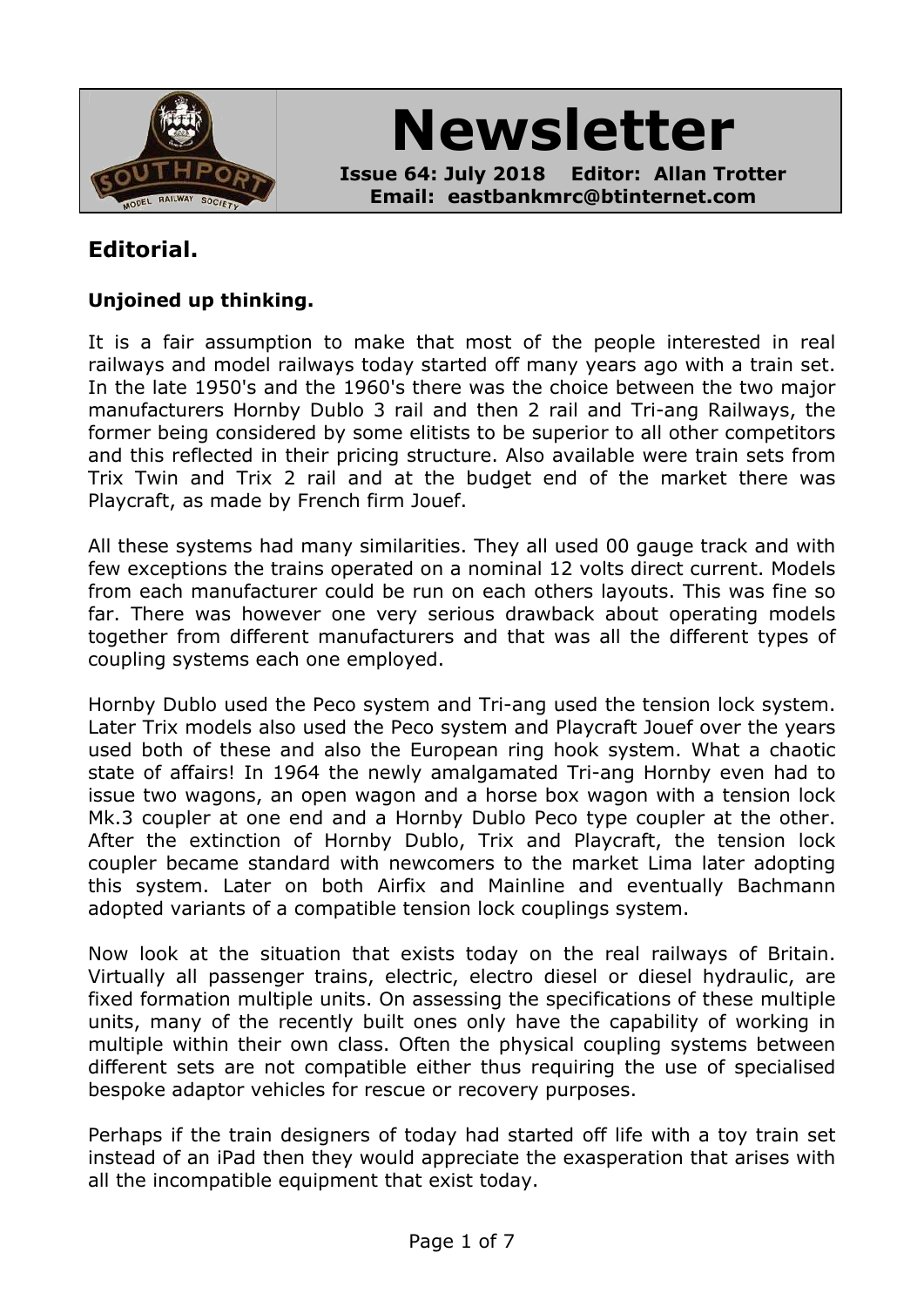# Newsletter

**Issue 64: July 2018 Editor: Allan Trotter**
**Email: eastbankmrc@btinternet.com**

## Editorial.

**Unjoined up thinking.**

It is a fair assumption to make that most of the people interested in real railways and model railways today started off many years ago with a train set. In the late 1950's and the 1960's there was the choice between the two major manufacturers Hornby Dublo 3 rail and then 2 rail and Tri-ang Railways, the former being considered by some elitists to be superior to all other competitors and this reflected in their pricing structure. Also available were train sets from Trix Twin and Trix 2 rail and at the budget end of the market there was Playcraft, as made by French firm Jouef.

All these systems had many similarities. They all used 00 gauge track and with few exceptions the trains operated on a nominal 12 volts direct current. Models from each manufacturer could be run on each others layouts. This was fine so far. There was however one very serious drawback about operating models together from different manufacturers and that was all the different types of coupling systems each one employed.

Hornby Dublo used the Peco system and Tri-ang used the tension lock system. Later Trix models also used the Peco system and Playcraft Jouef over the years used both of these and also the European ring hook system. What a chaotic state of affairs! In 1964 the newly amalgamated Tri-ang Hornby even had to issue two wagons, an open wagon and a horse box wagon with a tension lock Mk.3 coupler at one end and a Hornby Dublo Peco type coupler at the other. After the extinction of Hornby Dublo, Trix and Playcraft, the tension lock coupler became standard with newcomers to the market Lima later adopting this system. Later on both Airfix and Mainline and eventually Bachmann adopted variants of a compatible tension lock couplings system.

Now look at the situation that exists today on the real railways of Britain. Virtually all passenger trains, electric, electro diesel or diesel hydraulic, are fixed formation multiple units. On assessing the specifications of these multiple units, many of the recently built ones only have the capability of working in multiple within their own class. Often the physical coupling systems between different sets are not compatible either thus requiring the use of specialised bespoke adaptor vehicles for rescue or recovery purposes.

Perhaps if the train designers of today had started off life with a toy train set instead of an iPad then they would appreciate the exasperation that arises with all the incompatible equipment that exist today.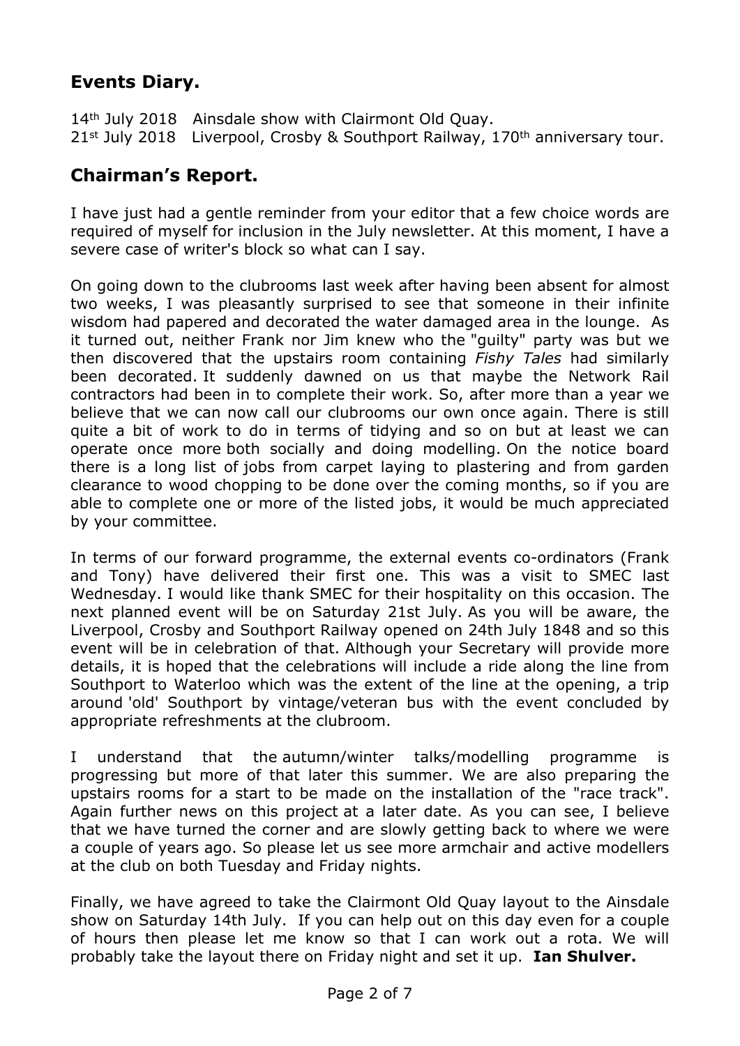## Events Diary.

14th July 2018   Ainsdale show with Clairmont Old Quay.
21st July 2018   Liverpool, Crosby & Southport Railway, 170th anniversary tour.

## Chairman's Report.

I have just had a gentle reminder from your editor that a few choice words are required of myself for inclusion in the July newsletter. At this moment, I have a severe case of writer's block so what can I say.

On going down to the clubrooms last week after having been absent for almost two weeks, I was pleasantly surprised to see that someone in their infinite wisdom had papered and decorated the water damaged area in the lounge. As it turned out, neither Frank nor Jim knew who the "guilty" party was but we then discovered that the upstairs room containing *Fishy Tales* had similarly been decorated. It suddenly dawned on us that maybe the Network Rail contractors had been in to complete their work. So, after more than a year we believe that we can now call our clubrooms our own once again. There is still quite a bit of work to do in terms of tidying and so on but at least we can operate once more both socially and doing modelling. On the notice board there is a long list of jobs from carpet laying to plastering and from garden clearance to wood chopping to be done over the coming months, so if you are able to complete one or more of the listed jobs, it would be much appreciated by your committee.

In terms of our forward programme, the external events co-ordinators (Frank and Tony) have delivered their first one. This was a visit to SMEC last Wednesday. I would like thank SMEC for their hospitality on this occasion. The next planned event will be on Saturday 21st July. As you will be aware, the Liverpool, Crosby and Southport Railway opened on 24th July 1848 and so this event will be in celebration of that. Although your Secretary will provide more details, it is hoped that the celebrations will include a ride along the line from Southport to Waterloo which was the extent of the line at the opening, a trip around 'old' Southport by vintage/veteran bus with the event concluded by appropriate refreshments at the clubroom.

I understand that the autumn/winter talks/modelling programme is progressing but more of that later this summer. We are also preparing the upstairs rooms for a start to be made on the installation of the "race track". Again further news on this project at a later date. As you can see, I believe that we have turned the corner and are slowly getting back to where we were a couple of years ago. So please let us see more armchair and active modellers at the club on both Tuesday and Friday nights.

Finally, we have agreed to take the Clairmont Old Quay layout to the Ainsdale show on Saturday 14th July. If you can help out on this day even for a couple of hours then please let me know so that I can work out a rota. We will probably take the layout there on Friday night and set it up. **Ian Shulver.**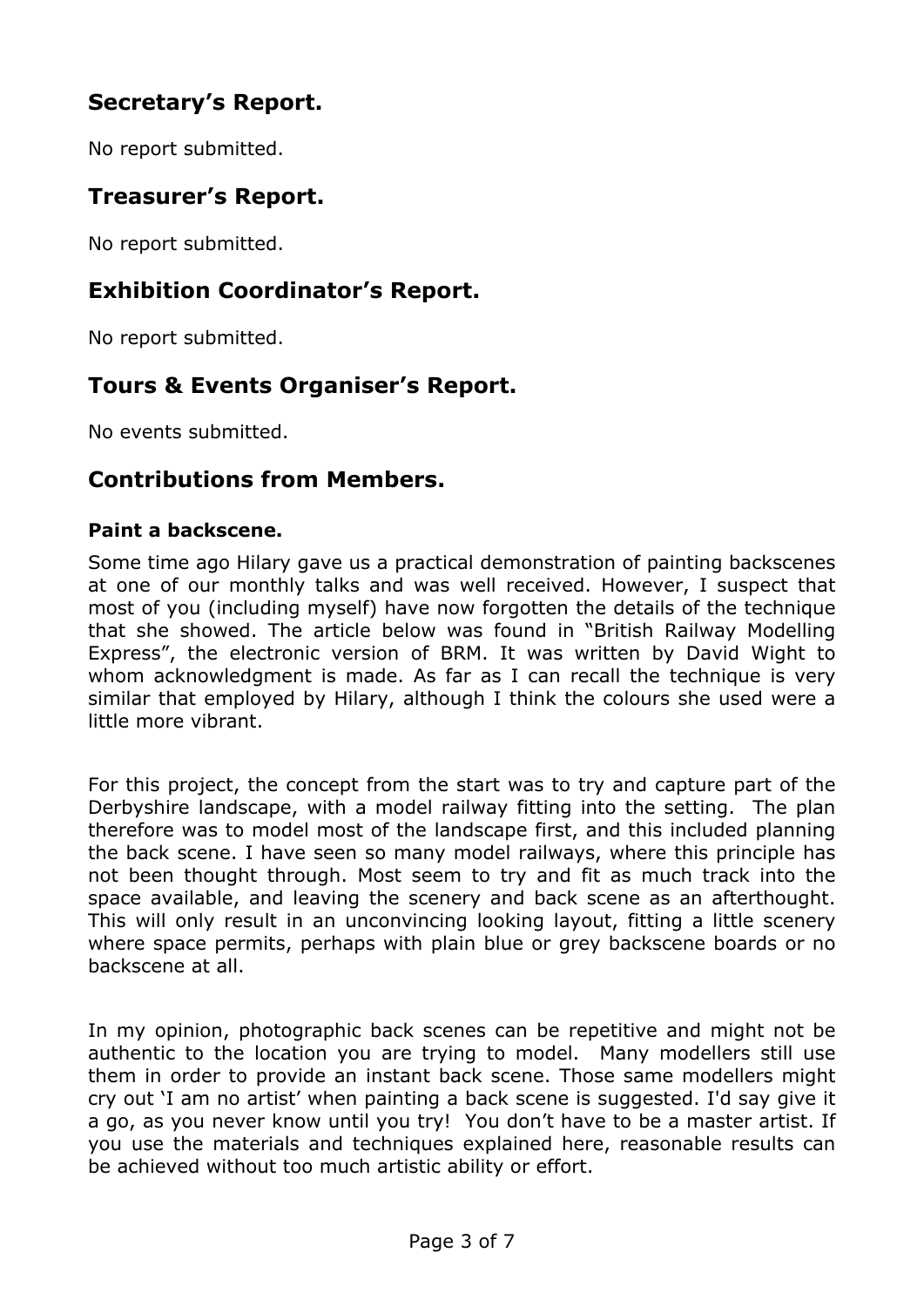## Secretary's Report.

No report submitted.

## Treasurer's Report.

No report submitted.

## Exhibition Coordinator's Report.

No report submitted.

## Tours & Events Organiser's Report.

No events submitted.

## Contributions from Members.

### Paint a backscene.

Some time ago Hilary gave us a practical demonstration of painting backscenes at one of our monthly talks and was well received. However, I suspect that most of you (including myself) have now forgotten the details of the technique that she showed. The article below was found in "British Railway Modelling Express", the electronic version of BRM. It was written by David Wight to whom acknowledgment is made. As far as I can recall the technique is very similar that employed by Hilary, although I think the colours she used were a little more vibrant.

For this project, the concept from the start was to try and capture part of the Derbyshire landscape, with a model railway fitting into the setting. The plan therefore was to model most of the landscape first, and this included planning the back scene. I have seen so many model railways, where this principle has not been thought through. Most seem to try and fit as much track into the space available, and leaving the scenery and back scene as an afterthought. This will only result in an unconvincing looking layout, fitting a little scenery where space permits, perhaps with plain blue or grey backscene boards or no backscene at all.

In my opinion, photographic back scenes can be repetitive and might not be authentic to the location you are trying to model. Many modellers still use them in order to provide an instant back scene. Those same modellers might cry out 'I am no artist' when painting a back scene is suggested. I'd say give it a go, as you never know until you try! You don't have to be a master artist. If you use the materials and techniques explained here, reasonable results can be achieved without too much artistic ability or effort.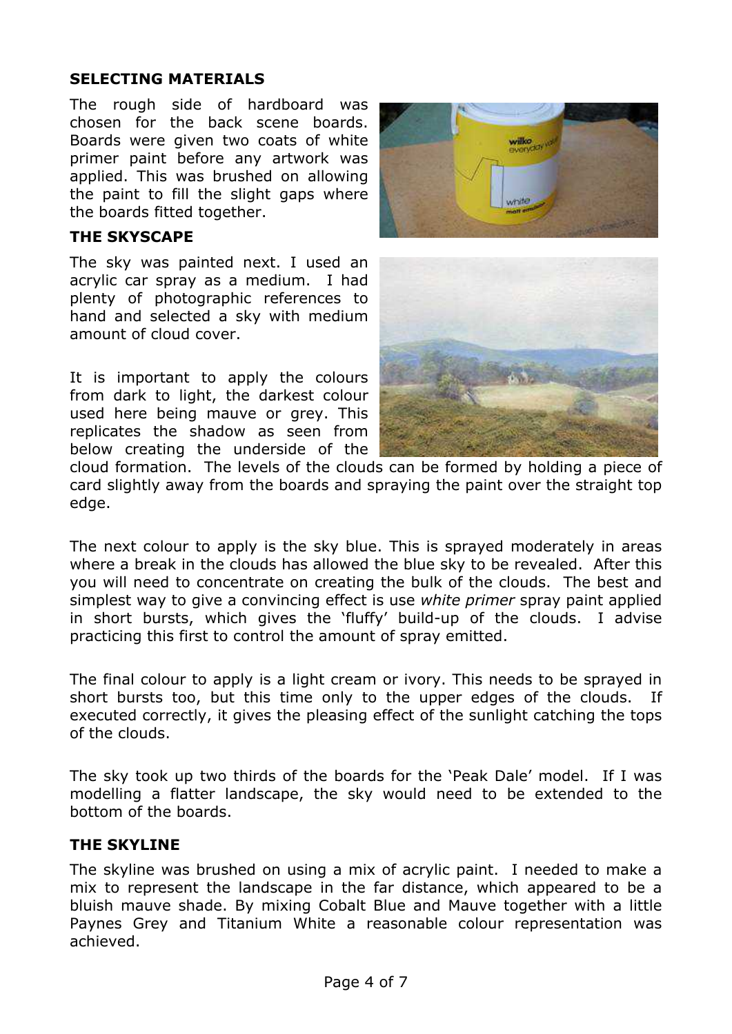## SELECTING MATERIALS

The rough side of hardboard was chosen for the back scene boards. Boards were given two coats of white primer paint before any artwork was applied. This was brushed on allowing the paint to fill the slight gaps where the boards fitted together.

## THE SKYSCAPE

The sky was painted next. I used an acrylic car spray as a medium. I had plenty of photographic references to hand and selected a sky with medium amount of cloud cover.

It is important to apply the colours from dark to light, the darkest colour used here being mauve or grey. This replicates the shadow as seen from below creating the underside of the cloud formation. The levels of the clouds can be formed by holding a piece of card slightly away from the boards and spraying the paint over the straight top edge.

The next colour to apply is the sky blue. This is sprayed moderately in areas where a break in the clouds has allowed the blue sky to be revealed. After this you will need to concentrate on creating the bulk of the clouds. The best and simplest way to give a convincing effect is use *white primer* spray paint applied in short bursts, which gives the 'fluffy' build-up of the clouds. I advise practicing this first to control the amount of spray emitted.

The final colour to apply is a light cream or ivory. This needs to be sprayed in short bursts too, but this time only to the upper edges of the clouds. If executed correctly, it gives the pleasing effect of the sunlight catching the tops of the clouds.

The sky took up two thirds of the boards for the 'Peak Dale' model. If I was modelling a flatter landscape, the sky would need to be extended to the bottom of the boards.

## THE SKYLINE

The skyline was brushed on using a mix of acrylic paint. I needed to make a mix to represent the landscape in the far distance, which appeared to be a bluish mauve shade. By mixing Cobalt Blue and Mauve together with a little Paynes Grey and Titanium White a reasonable colour representation was achieved.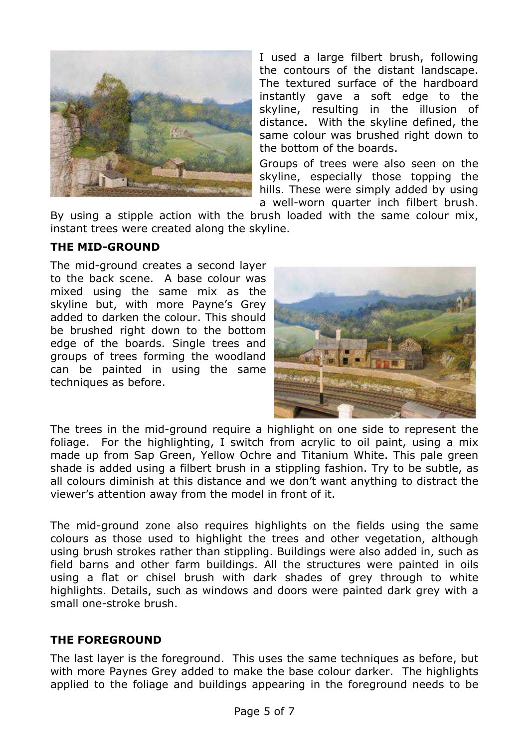I used a large filbert brush, following the contours of the distant landscape. The textured surface of the hardboard instantly gave a soft edge to the skyline, resulting in the illusion of distance. With the skyline defined, the same colour was brushed right down to the bottom of the boards.

Groups of trees were also seen on the skyline, especially those topping the hills. These were simply added by using a well-worn quarter inch filbert brush. By using a stipple action with the brush loaded with the same colour mix, instant trees were created along the skyline.

**THE MID-GROUND**

The mid-ground creates a second layer to the back scene. A base colour was mixed using the same mix as the skyline but, with more Payne's Grey added to darken the colour. This should be brushed right down to the bottom edge of the boards. Single trees and groups of trees forming the woodland can be painted in using the same techniques as before.

The trees in the mid-ground require a highlight on one side to represent the foliage. For the highlighting, I switch from acrylic to oil paint, using a mix made up from Sap Green, Yellow Ochre and Titanium White. This pale green shade is added using a filbert brush in a stippling fashion. Try to be subtle, as all colours diminish at this distance and we don't want anything to distract the viewer's attention away from the model in front of it.

The mid-ground zone also requires highlights on the fields using the same colours as those used to highlight the trees and other vegetation, although using brush strokes rather than stippling. Buildings were also added in, such as field barns and other farm buildings. All the structures were painted in oils using a flat or chisel brush with dark shades of grey through to white highlights. Details, such as windows and doors were painted dark grey with a small one-stroke brush.

**THE FOREGROUND**

The last layer is the foreground. This uses the same techniques as before, but with more Paynes Grey added to make the base colour darker. The highlights applied to the foliage and buildings appearing in the foreground needs to be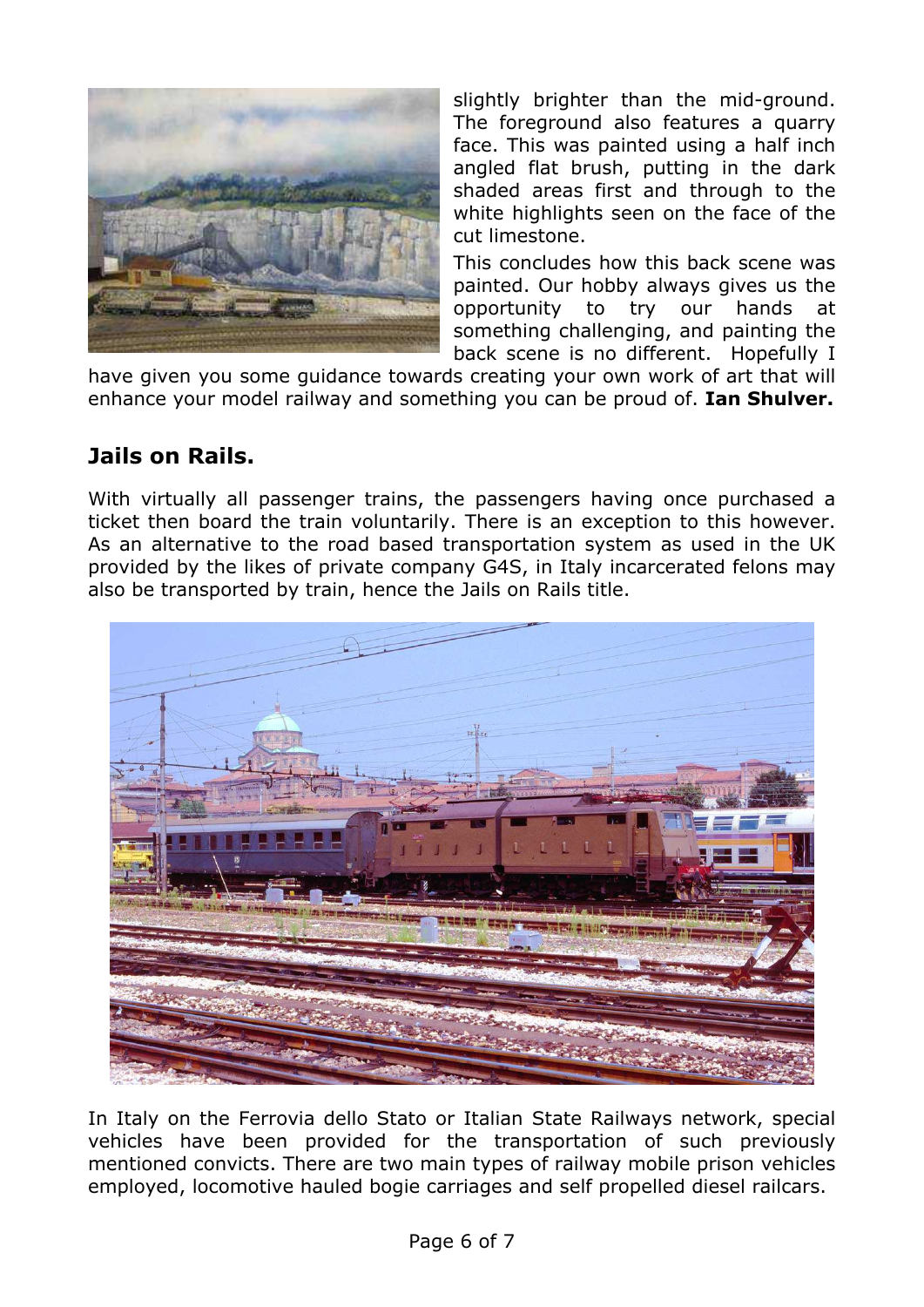slightly brighter than the mid-ground. The foreground also features a quarry face. This was painted using a half inch angled flat brush, putting in the dark shaded areas first and through to the white highlights seen on the face of the cut limestone.

This concludes how this back scene was painted. Our hobby always gives us the opportunity to try our hands at something challenging, and painting the back scene is no different. Hopefully I have given you some guidance towards creating your own work of art that will enhance your model railway and something you can be proud of. **Ian Shulver.**

## Jails on Rails.

With virtually all passenger trains, the passengers having once purchased a ticket then board the train voluntarily. There is an exception to this however. As an alternative to the road based transportation system as used in the UK provided by the likes of private company G4S, in Italy incarcerated felons may also be transported by train, hence the Jails on Rails title.

In Italy on the Ferrovia dello Stato or Italian State Railways network, special vehicles have been provided for the transportation of such previously mentioned convicts. There are two main types of railway mobile prison vehicles employed, locomotive hauled bogie carriages and self propelled diesel railcars.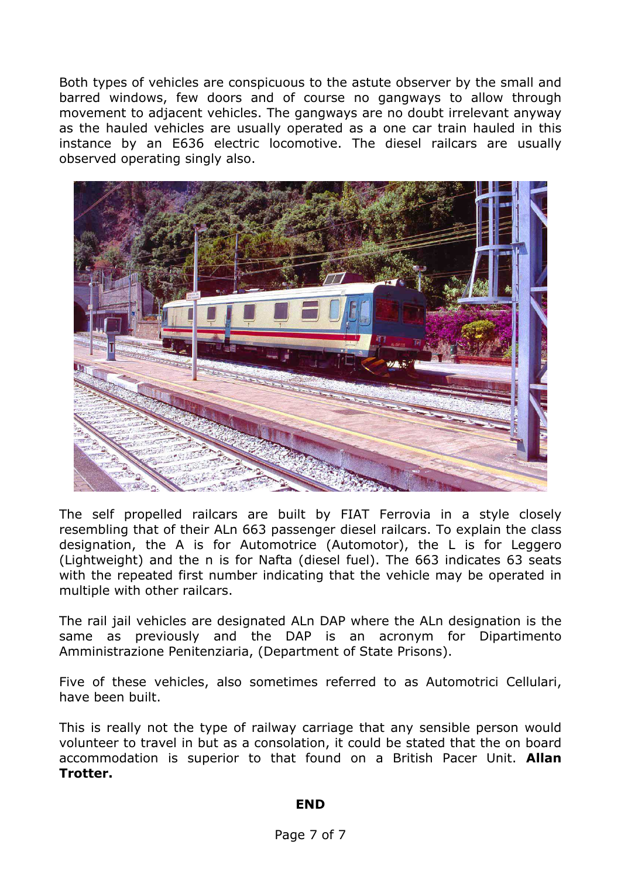Both types of vehicles are conspicuous to the astute observer by the small and barred windows, few doors and of course no gangways to allow through movement to adjacent vehicles. The gangways are no doubt irrelevant anyway as the hauled vehicles are usually operated as a one car train hauled in this instance by an E636 electric locomotive. The diesel railcars are usually observed operating singly also.

The self propelled railcars are built by FIAT Ferrovia in a style closely resembling that of their ALn 663 passenger diesel railcars. To explain the class designation, the A is for Automotrice (Automotor), the L is for Leggero (Lightweight) and the n is for Nafta (diesel fuel). The 663 indicates 63 seats with the repeated first number indicating that the vehicle may be operated in multiple with other railcars.

The rail jail vehicles are designated ALn DAP where the ALn designation is the same as previously and the DAP is an acronym for Dipartimento Amministrazione Penitenziaria, (Department of State Prisons).

Five of these vehicles, also sometimes referred to as Automotrici Cellulari, have been built.

This is really not the type of railway carriage that any sensible person would volunteer to travel in but as a consolation, it could be stated that the on board accommodation is superior to that found on a British Pacer Unit. **Allan Trotter.**

**END**